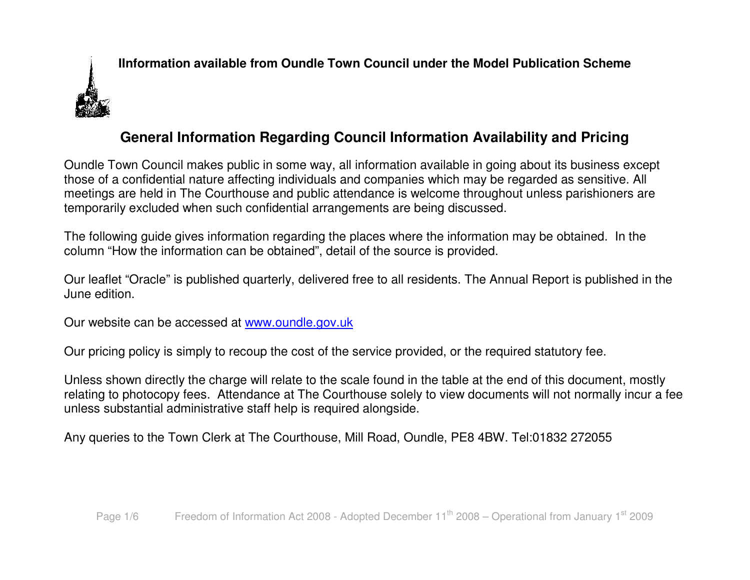**IInformation available from Oundle Town Council under the Model Publication Scheme**

## General Information Regarding Council Information Availability and Pricing

Oundle Town Council makes public in some way, all information available in going about its business except those of a confidential nature affecting individuals and companies which may be regarded as sensitive. All meetings are held in The Courthouse and public attendance is welcome throughout unless parishioners are temporarily excluded when such confidential arrangements are being discussed.

The following guide gives information regarding the places where the information may be obtained. In the column "How the information can be obtained", detail of the source is provided.

Our leaflet "Oracle" is published quarterly, delivered free to all residents. The Annual Report is published in the June edition.

Our website can be accessed at [www.oundle.gov.uk](http://www.oundle.gov.uk)

Our pricing policy is simply to recoup the cost of the service provided, or the required statutory fee.

Unless shown directly the charge will relate to the scale found in the table at the end of this document, mostly relating to photocopy fees. Attendance at The Courthouse solely to view documents will not normally incur a fee unless substantial administrative staff help is required alongside.

Any queries to the Town Clerk at The Courthouse, Mill Road, Oundle, PE8 4BW. Tel:01832 272055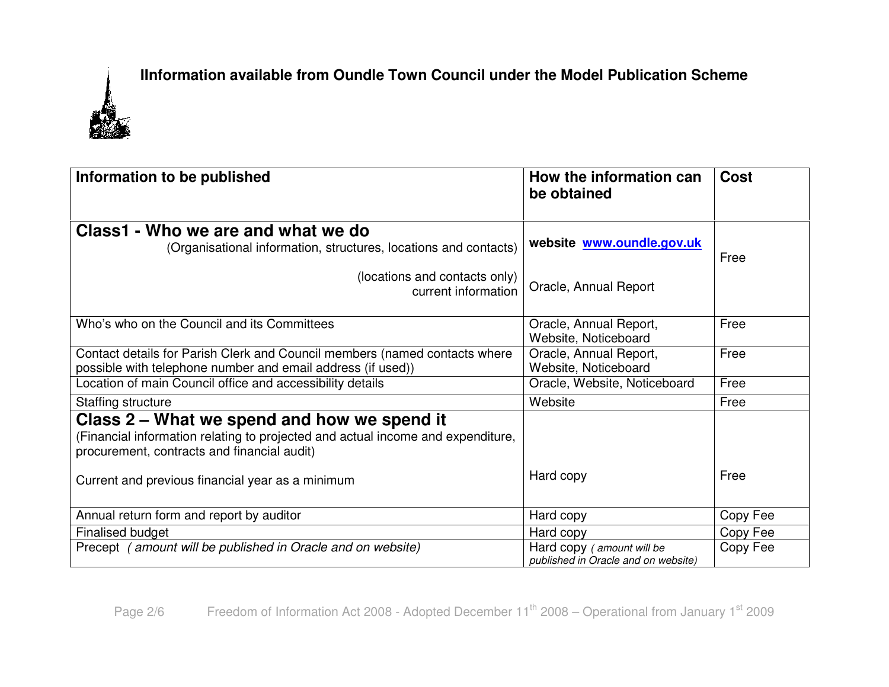**IInformation available from Oundle Town Council under the Model Publication Scheme**

| Information to be published | How the information can be obtained | Cost |
|---|---|---|
| **Class1 - Who we are and what we do**<br>(Organisational information, structures, locations and contacts)<br>(locations and contacts only)<br>current information | **website [www.oundle.gov.uk](http://www.oundle.gov.uk)**<br>Oracle, Annual Report | Free |
| Who's who on the Council and its Committees | Oracle, Annual Report, Website, Noticeboard | Free |
| Contact details for Parish Clerk and Council members (named contacts where possible with telephone number and email address (if used)) | Oracle, Annual Report, Website, Noticeboard | Free |
| Location of main Council office and accessibility details | Oracle, Website, Noticeboard | Free |
| Staffing structure | Website | Free |
| **Class 2 – What we spend and how we spend it**<br>(Financial information relating to projected and actual income and expenditure, procurement, contracts and financial audit)<br>Current and previous financial year as a minimum | Hard copy | Free |
| Annual return form and report by auditor | Hard copy | Copy Fee |
| Finalised budget | Hard copy | Copy Fee |
| Precept *( amount will be published in Oracle and on website)* | Hard copy *( amount will be published in Oracle and on website)* | Copy Fee |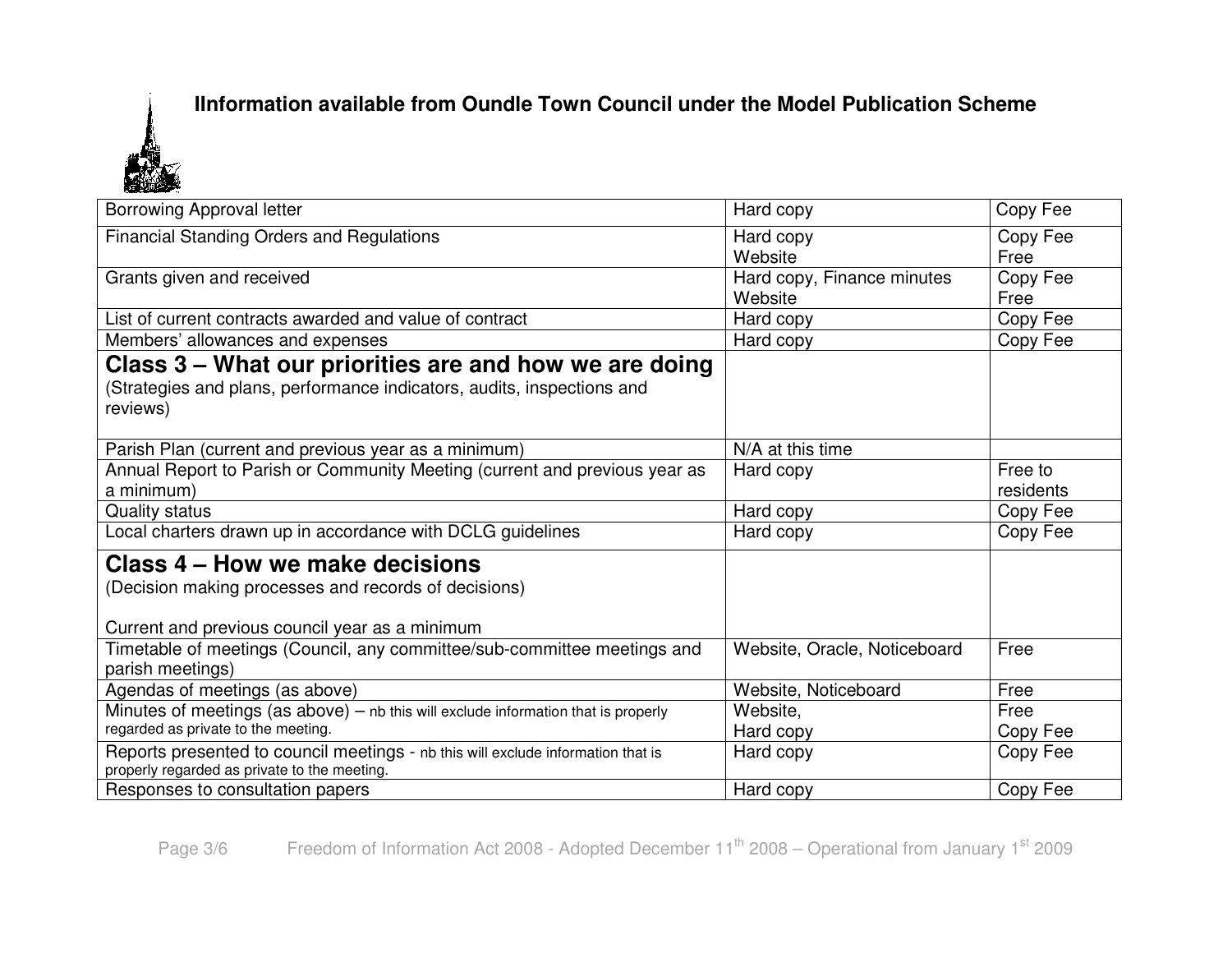# IInformation available from Oundle Town Council under the Model Publication Scheme

| | | |
|---|---|---|
| Borrowing Approval letter | Hard copy | Copy Fee |
| Financial Standing Orders and Regulations | Hard copy<br>Website | Copy Fee<br>Free |
| Grants given and received | Hard copy, Finance minutes<br>Website | Copy Fee<br>Free |
| List of current contracts awarded and value of contract | Hard copy | Copy Fee |
| Members' allowances and expenses | Hard copy | Copy Fee |
| **Class 3 – What our priorities are and how we are doing**<br>(Strategies and plans, performance indicators, audits, inspections and reviews) | | |
| Parish Plan (current and previous year as a minimum) | N/A at this time | |
| Annual Report to Parish or Community Meeting (current and previous year as a minimum) | Hard copy | Free to residents |
| Quality status | Hard copy | Copy Fee |
| Local charters drawn up in accordance with DCLG guidelines | Hard copy | Copy Fee |
| **Class 4 – How we make decisions**<br>(Decision making processes and records of decisions)<br><br>Current and previous council year as a minimum | | |
| Timetable of meetings (Council, any committee/sub-committee meetings and parish meetings) | Website, Oracle, Noticeboard | Free |
| Agendas of meetings (as above) | Website, Noticeboard | Free |
| Minutes of meetings (as above) – nb this will exclude information that is properly regarded as private to the meeting. | Website,<br>Hard copy | Free<br>Copy Fee |
| Reports presented to council meetings - nb this will exclude information that is properly regarded as private to the meeting. | Hard copy | Copy Fee |
| Responses to consultation papers | Hard copy | Copy Fee |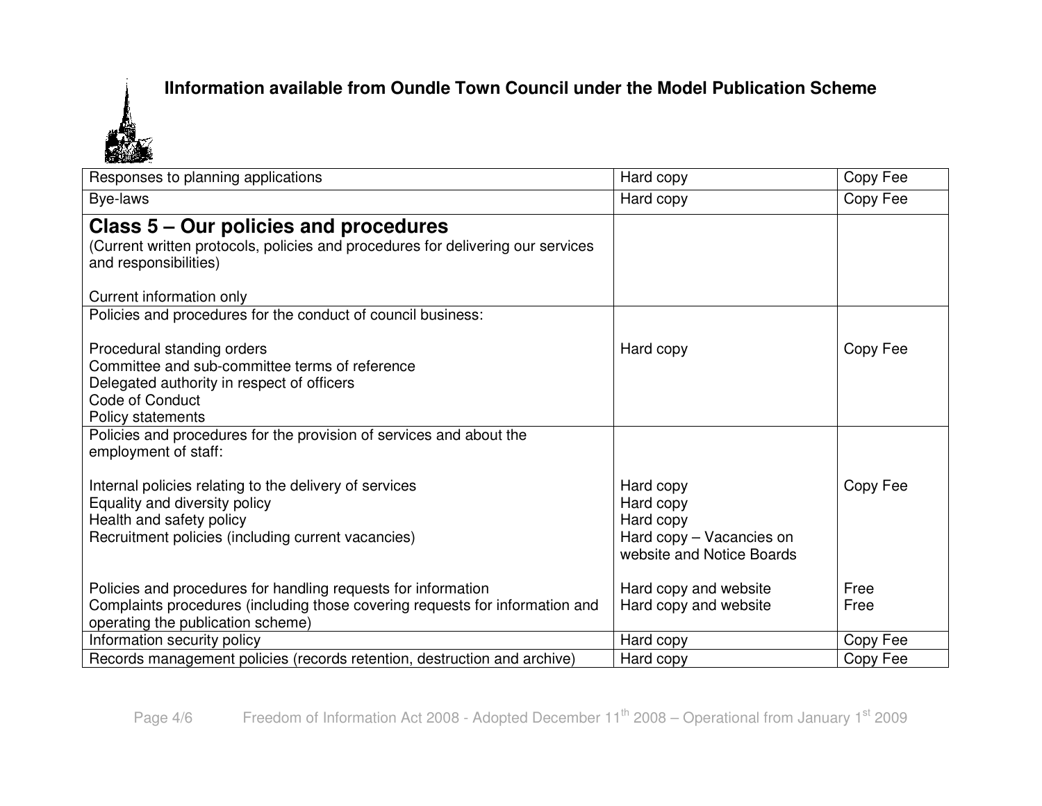**IInformation available from Oundle Town Council under the Model Publication Scheme**

| | | |
|---|---|---|
| Responses to planning applications | Hard copy | Copy Fee |
| Bye-laws | Hard copy | Copy Fee |
| **Class 5 – Our policies and procedures**<br>(Current written protocols, policies and procedures for delivering our services and responsibilities)<br><br>Current information only | | |
| Policies and procedures for the conduct of council business:<br><br>Procedural standing orders<br>Committee and sub-committee terms of reference<br>Delegated authority in respect of officers<br>Code of Conduct<br>Policy statements | Hard copy | Copy Fee |
| Policies and procedures for the provision of services and about the employment of staff:<br><br>Internal policies relating to the delivery of services<br>Equality and diversity policy<br>Health and safety policy<br>Recruitment policies (including current vacancies)<br><br>Policies and procedures for handling requests for information<br>Complaints procedures (including those covering requests for information and operating the publication scheme) | <br><br>Hard copy<br>Hard copy<br>Hard copy<br>Hard copy – Vacancies on website and Notice Boards<br><br>Hard copy and website<br>Hard copy and website | <br><br>Copy Fee<br><br><br><br><br>Free<br>Free |
| Information security policy | Hard copy | Copy Fee |
| Records management policies (records retention, destruction and archive) | Hard copy | Copy Fee |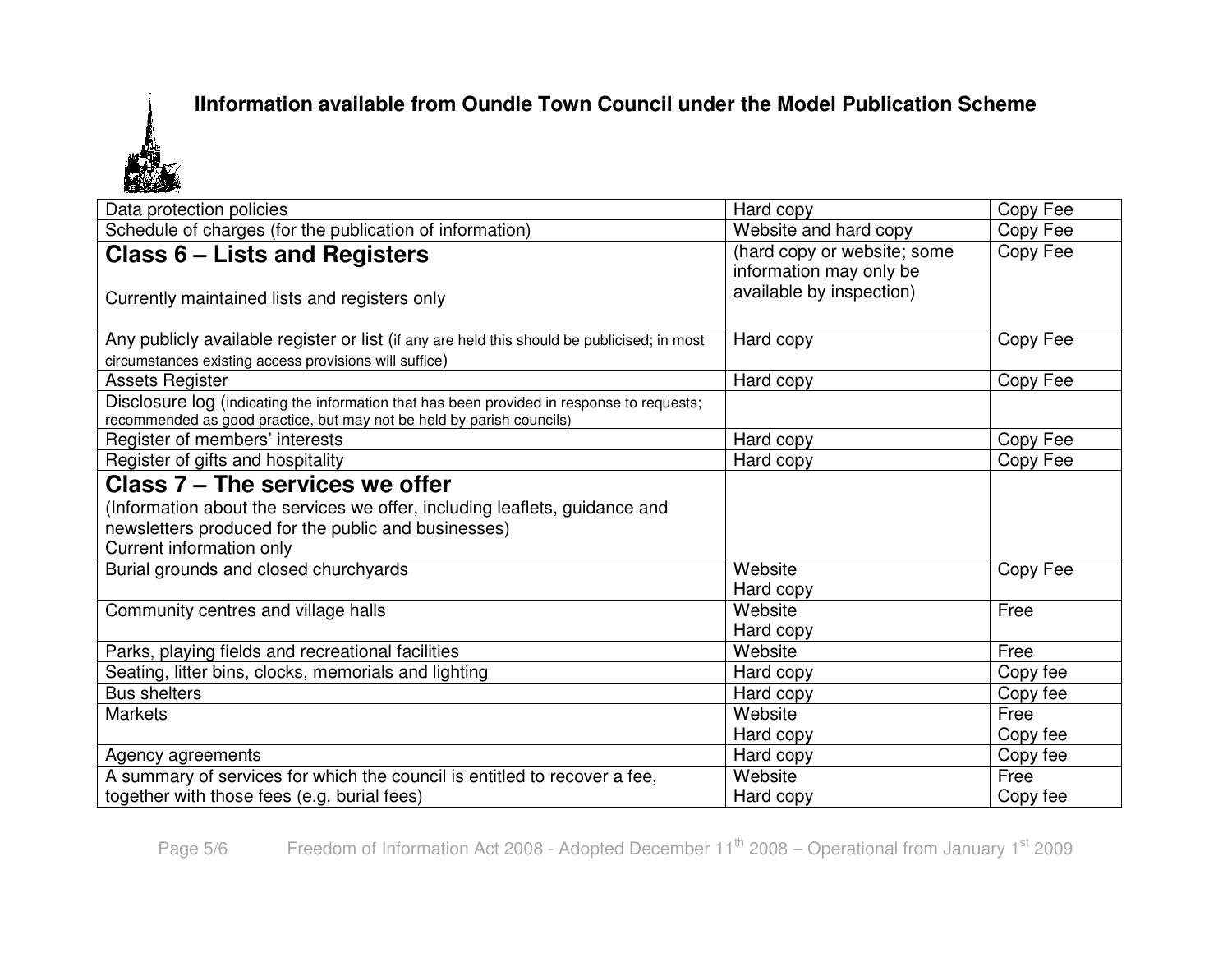# IInformation available from Oundle Town Council under the Model Publication Scheme

| | | |
|---|---|---|
| Data protection policies | Hard copy | Copy Fee |
| Schedule of charges (for the publication of information) | Website and hard copy | Copy Fee |
| **Class 6 – Lists and Registers**<br><br>Currently maintained lists and registers only | (hard copy or website; some information may only be available by inspection) | Copy Fee |
| Any publicly available register or list (if any are held this should be publicised; in most circumstances existing access provisions will suffice) | Hard copy | Copy Fee |
| Assets Register | Hard copy | Copy Fee |
| Disclosure log (indicating the information that has been provided in response to requests; recommended as good practice, but may not be held by parish councils) | | |
| Register of members' interests | Hard copy | Copy Fee |
| Register of gifts and hospitality | Hard copy | Copy Fee |
| **Class 7 – The services we offer**<br>(Information about the services we offer, including leaflets, guidance and newsletters produced for the public and businesses)<br>Current information only | | |
| Burial grounds and closed churchyards | Website<br>Hard copy | Copy Fee |
| Community centres and village halls | Website<br>Hard copy | Free |
| Parks, playing fields and recreational facilities | Website | Free |
| Seating, litter bins, clocks, memorials and lighting | Hard copy | Copy fee |
| Bus shelters | Hard copy | Copy fee |
| Markets | Website<br>Hard copy | Free<br>Copy fee |
| Agency agreements | Hard copy | Copy fee |
| A summary of services for which the council is entitled to recover a fee, together with those fees (e.g. burial fees) | Website<br>Hard copy | Free<br>Copy fee |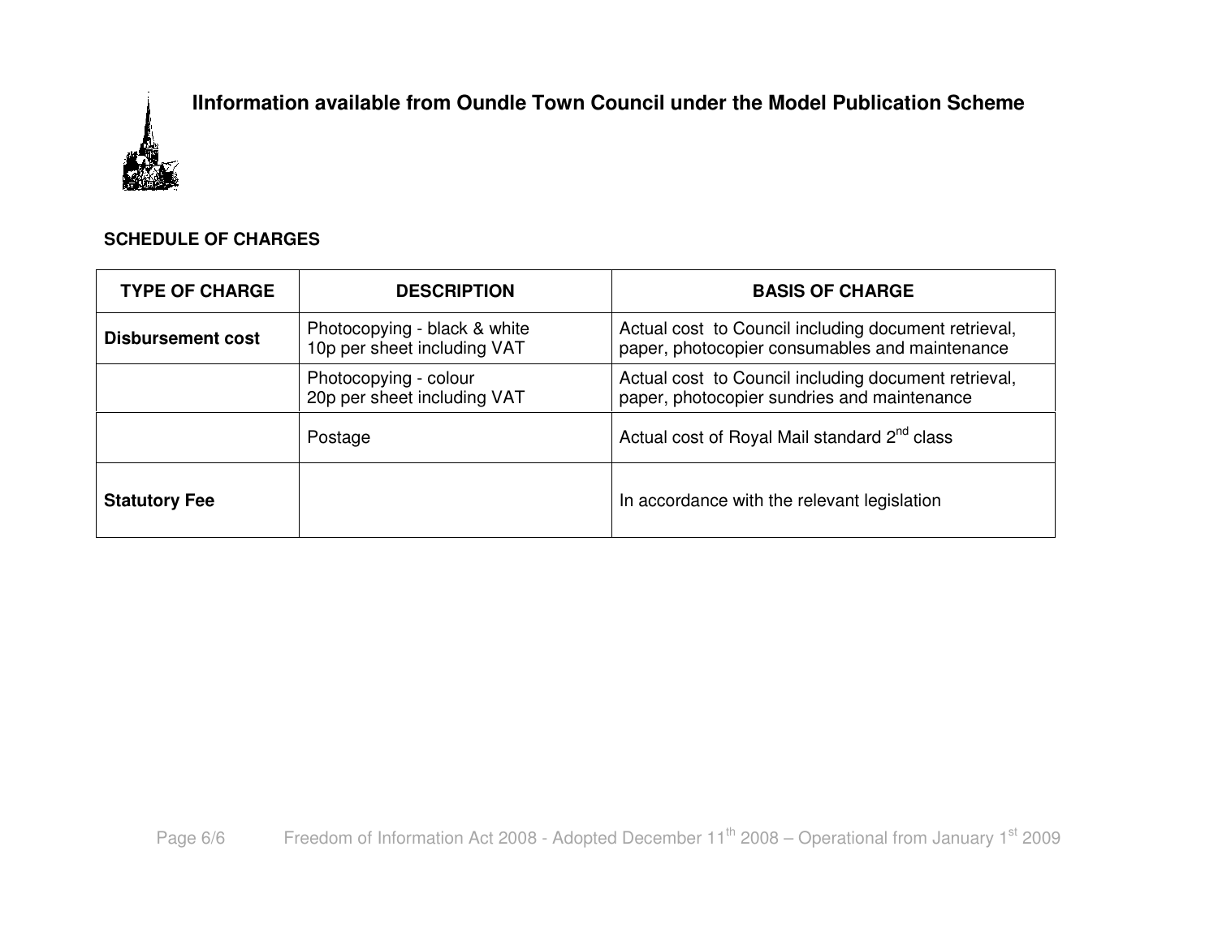## IInformation available from Oundle Town Council under the Model Publication Scheme

**SCHEDULE OF CHARGES**

| TYPE OF CHARGE | DESCRIPTION | BASIS OF CHARGE |
|---|---|---|
| **Disbursement cost** | Photocopying - black & white 10p per sheet including VAT | Actual cost to Council including document retrieval, paper, photocopier consumables and maintenance |
| | Photocopying - colour 20p per sheet including VAT | Actual cost to Council including document retrieval, paper, photocopier sundries and maintenance |
| | Postage | Actual cost of Royal Mail standard 2nd class |
| **Statutory Fee** | | In accordance with the relevant legislation |